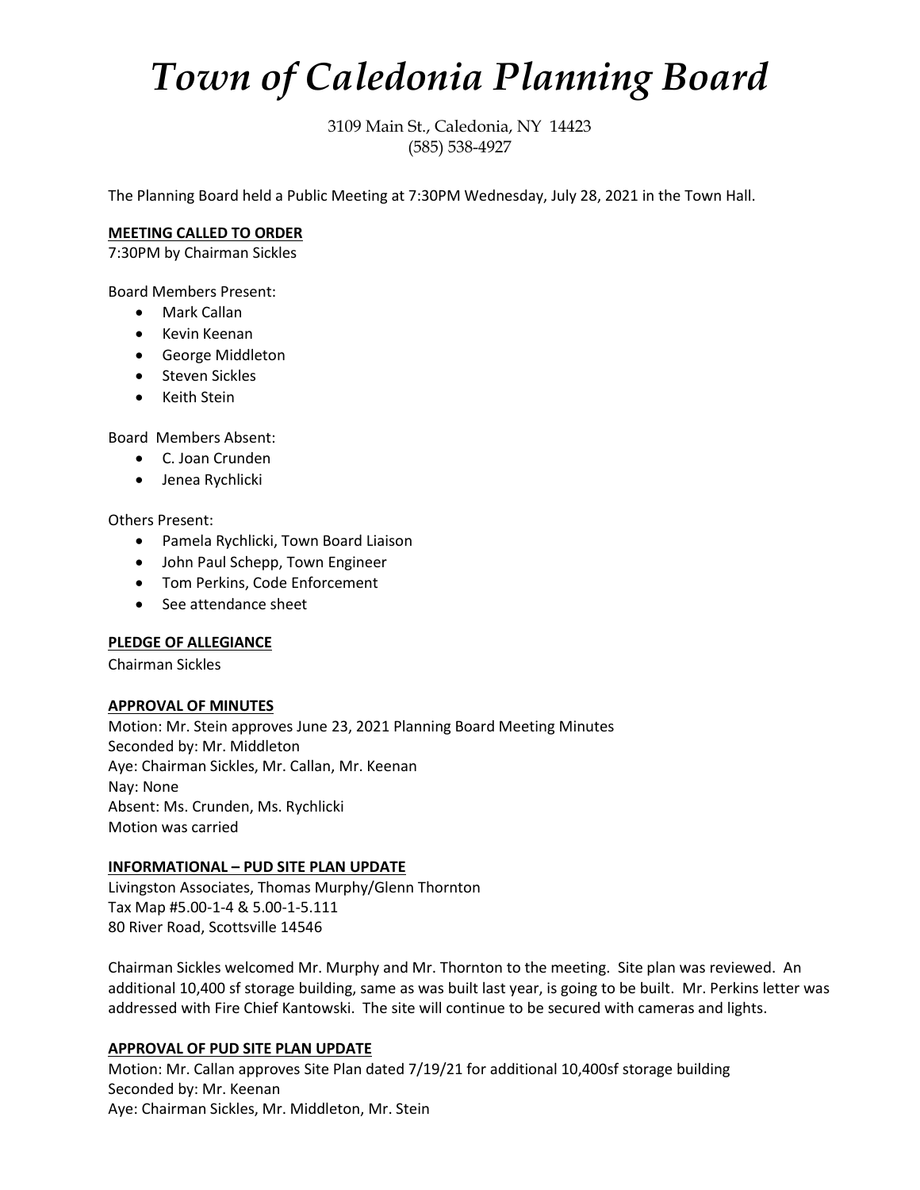# *Town of Caledonia Planning Board*

3109 Main St., Caledonia, NY 14423
(585) 538-4927

The Planning Board held a Public Meeting at 7:30PM Wednesday, July 28, 2021 in the Town Hall.

**MEETING CALLED TO ORDER**

7:30PM by Chairman Sickles

Board Members Present:

- Mark Callan
- Kevin Keenan
- George Middleton
- Steven Sickles
- Keith Stein

Board Members Absent:

- C. Joan Crunden
- Jenea Rychlicki

Others Present:

- Pamela Rychlicki, Town Board Liaison
- John Paul Schepp, Town Engineer
- Tom Perkins, Code Enforcement
- See attendance sheet

**PLEDGE OF ALLEGIANCE**

Chairman Sickles

**APPROVAL OF MINUTES**

Motion: Mr. Stein approves June 23, 2021 Planning Board Meeting Minutes
Seconded by: Mr. Middleton
Aye: Chairman Sickles, Mr. Callan, Mr. Keenan
Nay: None
Absent: Ms. Crunden, Ms. Rychlicki
Motion was carried

**INFORMATIONAL – PUD SITE PLAN UPDATE**

Livingston Associates, Thomas Murphy/Glenn Thornton
Tax Map #5.00-1-4 & 5.00-1-5.111
80 River Road, Scottsville 14546

Chairman Sickles welcomed Mr. Murphy and Mr. Thornton to the meeting. Site plan was reviewed. An additional 10,400 sf storage building, same as was built last year, is going to be built. Mr. Perkins letter was addressed with Fire Chief Kantowski. The site will continue to be secured with cameras and lights.

**APPROVAL OF PUD SITE PLAN UPDATE**

Motion: Mr. Callan approves Site Plan dated 7/19/21 for additional 10,400sf storage building
Seconded by: Mr. Keenan
Aye: Chairman Sickles, Mr. Middleton, Mr. Stein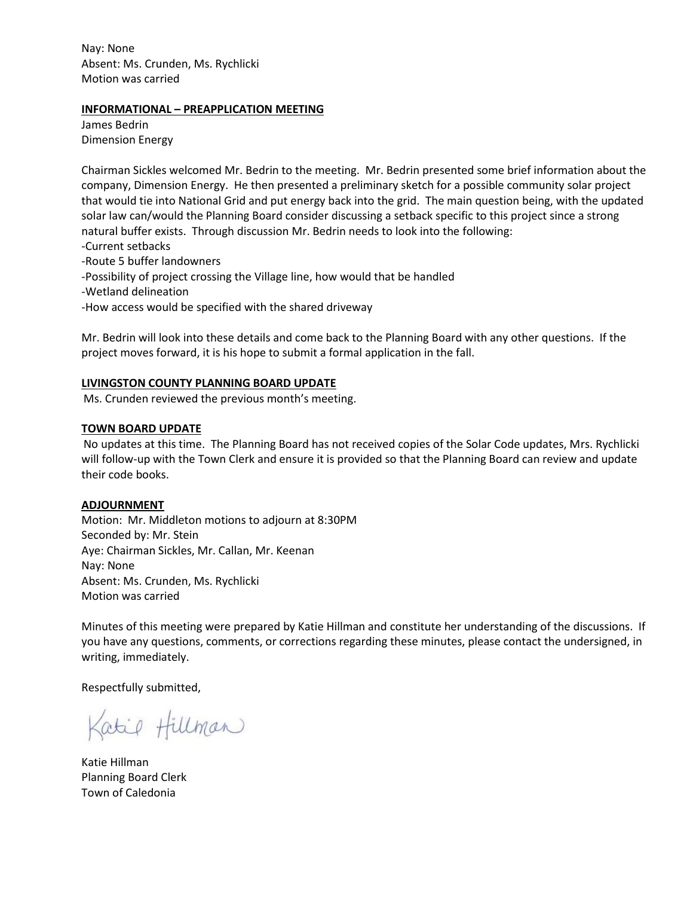Nay: None
Absent: Ms. Crunden, Ms. Rychlicki
Motion was carried

**INFORMATIONAL – PREAPPLICATION MEETING**
James Bedrin
Dimension Energy

Chairman Sickles welcomed Mr. Bedrin to the meeting. Mr. Bedrin presented some brief information about the company, Dimension Energy. He then presented a preliminary sketch for a possible community solar project that would tie into National Grid and put energy back into the grid. The main question being, with the updated solar law can/would the Planning Board consider discussing a setback specific to this project since a strong natural buffer exists. Through discussion Mr. Bedrin needs to look into the following:
-Current setbacks
-Route 5 buffer landowners
-Possibility of project crossing the Village line, how would that be handled
-Wetland delineation
-How access would be specified with the shared driveway

Mr. Bedrin will look into these details and come back to the Planning Board with any other questions. If the project moves forward, it is his hope to submit a formal application in the fall.

**LIVINGSTON COUNTY PLANNING BOARD UPDATE**
Ms. Crunden reviewed the previous month's meeting.

**TOWN BOARD UPDATE**
No updates at this time. The Planning Board has not received copies of the Solar Code updates, Mrs. Rychlicki will follow-up with the Town Clerk and ensure it is provided so that the Planning Board can review and update their code books.

**ADJOURNMENT**
Motion: Mr. Middleton motions to adjourn at 8:30PM
Seconded by: Mr. Stein
Aye: Chairman Sickles, Mr. Callan, Mr. Keenan
Nay: None
Absent: Ms. Crunden, Ms. Rychlicki
Motion was carried

Minutes of this meeting were prepared by Katie Hillman and constitute her understanding of the discussions. If you have any questions, comments, or corrections regarding these minutes, please contact the undersigned, in writing, immediately.

Respectfully submitted,

Katie Hillman

Katie Hillman
Planning Board Clerk
Town of Caledonia